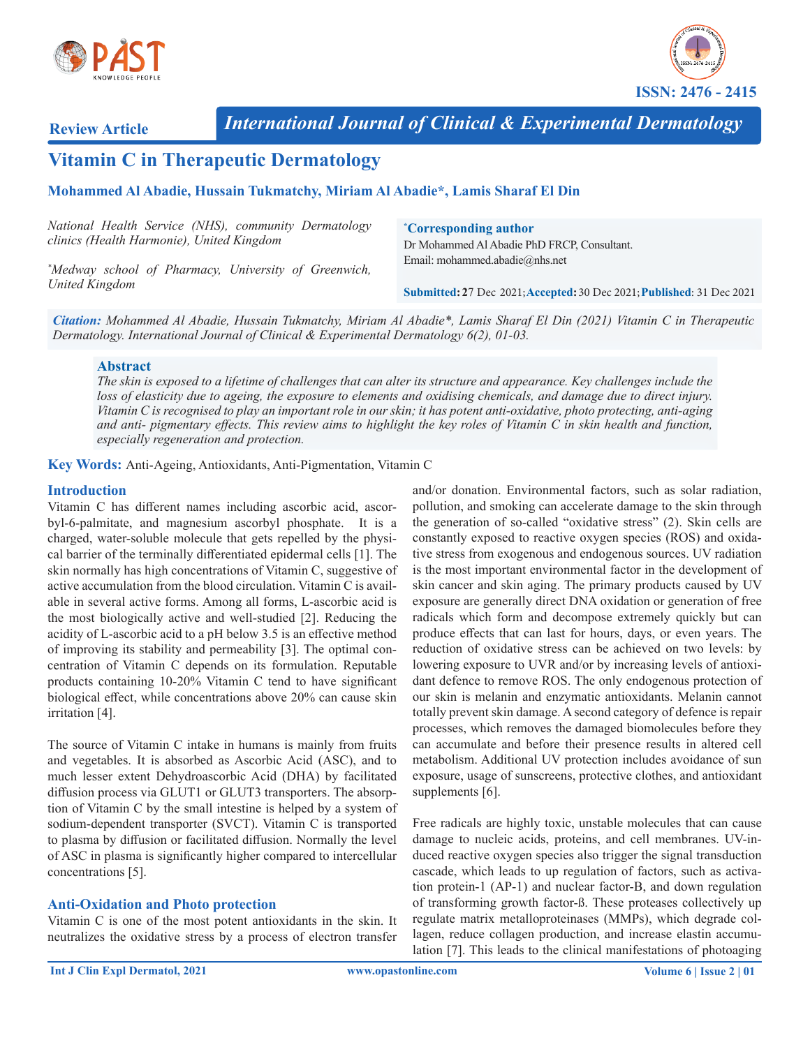Review Article

International Journal of Clinical & Experimental Dermatology

ISSN: 2476 - 2415

# Vitamin C in Therapeutic Dermatology

**Mohammed Al Abadie, Hussain Tukmatchy, Miriam Al Abadie*, Lamis Sharaf El Din**

*National Health Service (NHS), community Dermatology clinics (Health Harmonie), United Kingdom*

*[*]Medway school of Pharmacy, University of Greenwich, United Kingdom*

**[*]Corresponding author**
Dr Mohammed Al Abadie PhD FRCP, Consultant.
Email: mohammed.abadie@nhs.net

**Submitted:** 27 Dec 2021; **Accepted:** 30 Dec 2021; **Published**: 31 Dec 2021

***Citation:*** *Mohammed Al Abadie, Hussain Tukmatchy, Miriam Al Abadie*, Lamis Sharaf El Din (2021) Vitamin C in Therapeutic Dermatology. International Journal of Clinical & Experimental Dermatology 6(2), 01-03.*

## Abstract

*The skin is exposed to a lifetime of challenges that can alter its structure and appearance. Key challenges include the loss of elasticity due to ageing, the exposure to elements and oxidising chemicals, and damage due to direct injury. Vitamin C is recognised to play an important role in our skin; it has potent anti-oxidative, photo protecting, anti-aging and anti- pigmentary effects. This review aims to highlight the key roles of Vitamin C in skin health and function, especially regeneration and protection.*

**Key Words:** Anti-Ageing, Antioxidants, Anti-Pigmentation, Vitamin C

## Introduction

Vitamin C has different names including ascorbic acid, ascorbyl-6-palmitate, and magnesium ascorbyl phosphate. It is a charged, water-soluble molecule that gets repelled by the physical barrier of the terminally differentiated epidermal cells [1]. The skin normally has high concentrations of Vitamin C, suggestive of active accumulation from the blood circulation. Vitamin C is available in several active forms. Among all forms, L-ascorbic acid is the most biologically active and well-studied [2]. Reducing the acidity of L-ascorbic acid to a pH below 3.5 is an effective method of improving its stability and permeability [3]. The optimal concentration of Vitamin C depends on its formulation. Reputable products containing 10-20% Vitamin C tend to have significant biological effect, while concentrations above 20% can cause skin irritation [4].

The source of Vitamin C intake in humans is mainly from fruits and vegetables. It is absorbed as Ascorbic Acid (ASC), and to much lesser extent Dehydroascorbic Acid (DHA) by facilitated diffusion process via GLUT1 or GLUT3 transporters. The absorption of Vitamin C by the small intestine is helped by a system of sodium-dependent transporter (SVCT). Vitamin C is transported to plasma by diffusion or facilitated diffusion. Normally the level of ASC in plasma is significantly higher compared to intercellular concentrations [5].

## Anti-Oxidation and Photo protection

Vitamin C is one of the most potent antioxidants in the skin. It neutralizes the oxidative stress by a process of electron transfer and/or donation. Environmental factors, such as solar radiation, pollution, and smoking can accelerate damage to the skin through the generation of so-called "oxidative stress" (2). Skin cells are constantly exposed to reactive oxygen species (ROS) and oxidative stress from exogenous and endogenous sources. UV radiation is the most important environmental factor in the development of skin cancer and skin aging. The primary products caused by UV exposure are generally direct DNA oxidation or generation of free radicals which form and decompose extremely quickly but can produce effects that can last for hours, days, or even years. The reduction of oxidative stress can be achieved on two levels: by lowering exposure to UVR and/or by increasing levels of antioxidant defence to remove ROS. The only endogenous protection of our skin is melanin and enzymatic antioxidants. Melanin cannot totally prevent skin damage. A second category of defence is repair processes, which removes the damaged biomolecules before they can accumulate and before their presence results in altered cell metabolism. Additional UV protection includes avoidance of sun exposure, usage of sunscreens, protective clothes, and antioxidant supplements [6].

Free radicals are highly toxic, unstable molecules that can cause damage to nucleic acids, proteins, and cell membranes. UV-induced reactive oxygen species also trigger the signal transduction cascade, which leads to up regulation of factors, such as activation protein-1 (AP-1) and nuclear factor-B, and down regulation of transforming growth factor-ß. These proteases collectively up regulate matrix metalloproteinases (MMPs), which degrade collagen, reduce collagen production, and increase elastin accumulation [7]. This leads to the clinical manifestations of photoaging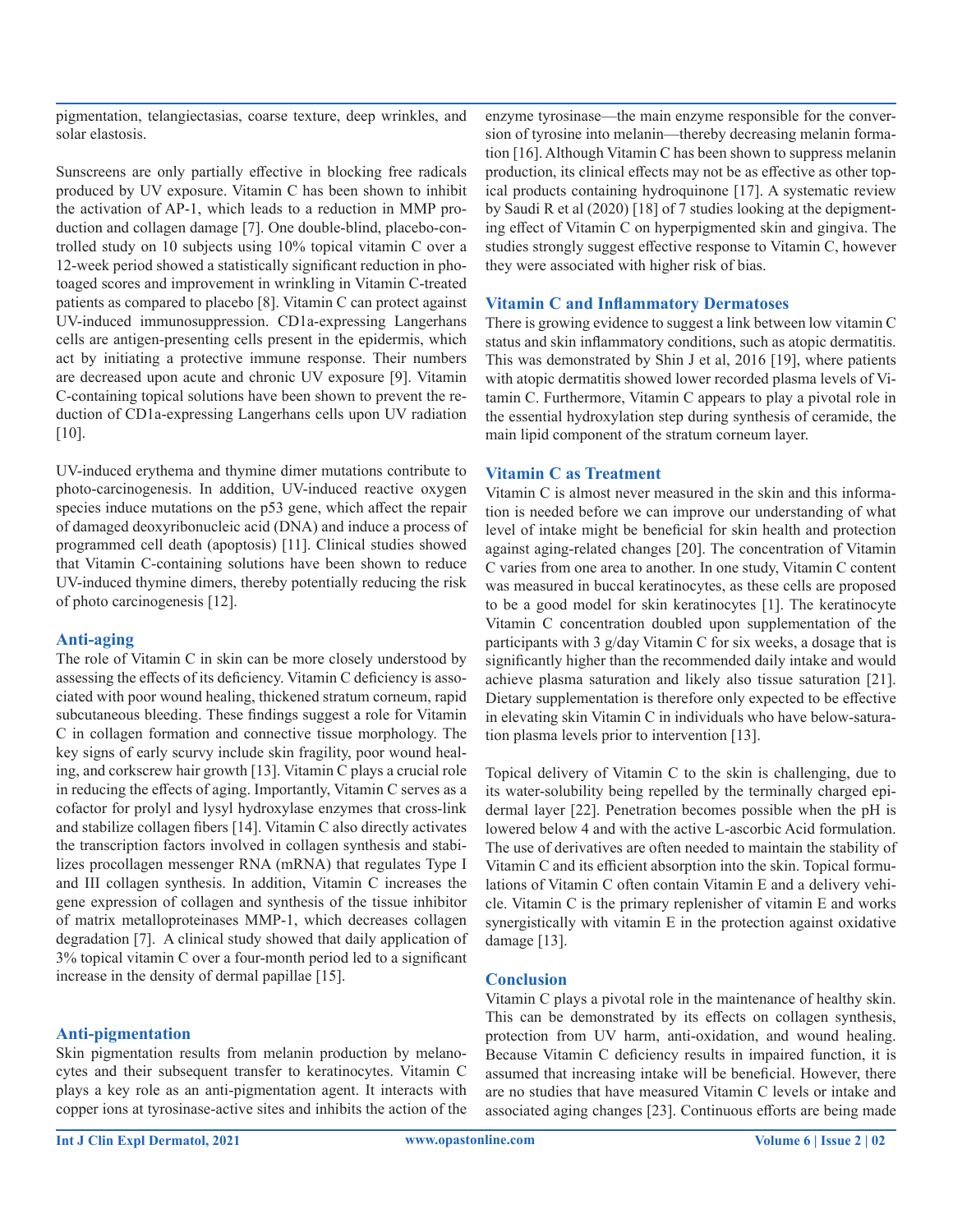pigmentation, telangiectasias, coarse texture, deep wrinkles, and solar elastosis.

Sunscreens are only partially effective in blocking free radicals produced by UV exposure. Vitamin C has been shown to inhibit the activation of AP-1, which leads to a reduction in MMP production and collagen damage [7]. One double-blind, placebo-controlled study on 10 subjects using 10% topical vitamin C over a 12-week period showed a statistically significant reduction in photoaged scores and improvement in wrinkling in Vitamin C-treated patients as compared to placebo [8]. Vitamin C can protect against UV-induced immunosuppression. CD1a-expressing Langerhans cells are antigen-presenting cells present in the epidermis, which act by initiating a protective immune response. Their numbers are decreased upon acute and chronic UV exposure [9]. Vitamin C-containing topical solutions have been shown to prevent the reduction of CD1a-expressing Langerhans cells upon UV radiation [10].

UV-induced erythema and thymine dimer mutations contribute to photo-carcinogenesis. In addition, UV-induced reactive oxygen species induce mutations on the p53 gene, which affect the repair of damaged deoxyribonucleic acid (DNA) and induce a process of programmed cell death (apoptosis) [11]. Clinical studies showed that Vitamin C-containing solutions have been shown to reduce UV-induced thymine dimers, thereby potentially reducing the risk of photo carcinogenesis [12].

### Anti-aging

The role of Vitamin C in skin can be more closely understood by assessing the effects of its deficiency. Vitamin C deficiency is associated with poor wound healing, thickened stratum corneum, rapid subcutaneous bleeding. These findings suggest a role for Vitamin C in collagen formation and connective tissue morphology. The key signs of early scurvy include skin fragility, poor wound healing, and corkscrew hair growth [13]. Vitamin C plays a crucial role in reducing the effects of aging. Importantly, Vitamin C serves as a cofactor for prolyl and lysyl hydroxylase enzymes that cross-link and stabilize collagen fibers [14]. Vitamin C also directly activates the transcription factors involved in collagen synthesis and stabilizes procollagen messenger RNA (mRNA) that regulates Type I and III collagen synthesis. In addition, Vitamin C increases the gene expression of collagen and synthesis of the tissue inhibitor of matrix metalloproteinases MMP-1, which decreases collagen degradation [7]. A clinical study showed that daily application of 3% topical vitamin C over a four-month period led to a significant increase in the density of dermal papillae [15].

### Anti-pigmentation

Skin pigmentation results from melanin production by melanocytes and their subsequent transfer to keratinocytes. Vitamin C plays a key role as an anti-pigmentation agent. It interacts with copper ions at tyrosinase-active sites and inhibits the action of the enzyme tyrosinase—the main enzyme responsible for the conversion of tyrosine into melanin—thereby decreasing melanin formation [16]. Although Vitamin C has been shown to suppress melanin production, its clinical effects may not be as effective as other topical products containing hydroquinone [17]. A systematic review by Saudi R et al (2020) [18] of 7 studies looking at the depigmenting effect of Vitamin C on hyperpigmented skin and gingiva. The studies strongly suggest effective response to Vitamin C, however they were associated with higher risk of bias.

### Vitamin C and Inflammatory Dermatoses

There is growing evidence to suggest a link between low vitamin C status and skin inflammatory conditions, such as atopic dermatitis. This was demonstrated by Shin J et al, 2016 [19], where patients with atopic dermatitis showed lower recorded plasma levels of Vitamin C. Furthermore, Vitamin C appears to play a pivotal role in the essential hydroxylation step during synthesis of ceramide, the main lipid component of the stratum corneum layer.

### Vitamin C as Treatment

Vitamin C is almost never measured in the skin and this information is needed before we can improve our understanding of what level of intake might be beneficial for skin health and protection against aging-related changes [20]. The concentration of Vitamin C varies from one area to another. In one study, Vitamin C content was measured in buccal keratinocytes, as these cells are proposed to be a good model for skin keratinocytes [1]. The keratinocyte Vitamin C concentration doubled upon supplementation of the participants with 3 g/day Vitamin C for six weeks, a dosage that is significantly higher than the recommended daily intake and would achieve plasma saturation and likely also tissue saturation [21]. Dietary supplementation is therefore only expected to be effective in elevating skin Vitamin C in individuals who have below-saturation plasma levels prior to intervention [13].

Topical delivery of Vitamin C to the skin is challenging, due to its water-solubility being repelled by the terminally charged epidermal layer [22]. Penetration becomes possible when the pH is lowered below 4 and with the active L-ascorbic Acid formulation. The use of derivatives are often needed to maintain the stability of Vitamin C and its efficient absorption into the skin. Topical formulations of Vitamin C often contain Vitamin E and a delivery vehicle. Vitamin C is the primary replenisher of vitamin E and works synergistically with vitamin E in the protection against oxidative damage [13].

### Conclusion

Vitamin C plays a pivotal role in the maintenance of healthy skin. This can be demonstrated by its effects on collagen synthesis, protection from UV harm, anti-oxidation, and wound healing. Because Vitamin C deficiency results in impaired function, it is assumed that increasing intake will be beneficial. However, there are no studies that have measured Vitamin C levels or intake and associated aging changes [23]. Continuous efforts are being made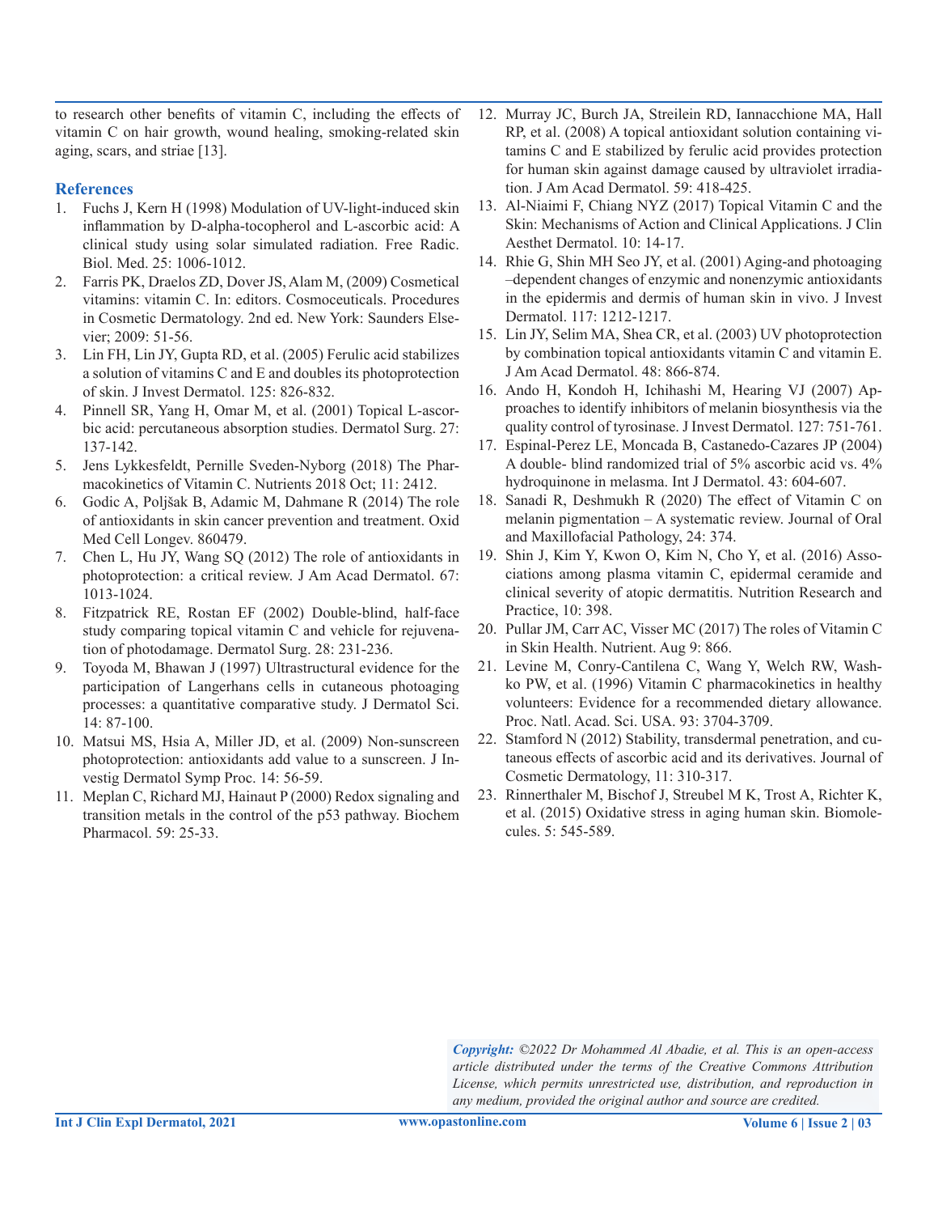to research other benefits of vitamin C, including the effects of vitamin C on hair growth, wound healing, smoking-related skin aging, scars, and striae [13].

## References

1. Fuchs J, Kern H (1998) Modulation of UV-light-induced skin inflammation by D-alpha-tocopherol and L-ascorbic acid: A clinical study using solar simulated radiation. Free Radic. Biol. Med. 25: 1006-1012.
2. Farris PK, Draelos ZD, Dover JS, Alam M, (2009) Cosmetical vitamins: vitamin C. In: editors. Cosmoceuticals. Procedures in Cosmetic Dermatology. 2nd ed. New York: Saunders Elsevier; 2009: 51-56.
3. Lin FH, Lin JY, Gupta RD, et al. (2005) Ferulic acid stabilizes a solution of vitamins C and E and doubles its photoprotection of skin. J Invest Dermatol. 125: 826-832.
4. Pinnell SR, Yang H, Omar M, et al. (2001) Topical L-ascorbic acid: percutaneous absorption studies. Dermatol Surg. 27: 137-142.
5. Jens Lykkesfeldt, Pernille Sveden-Nyborg (2018) The Pharmacokinetics of Vitamin C. Nutrients 2018 Oct; 11: 2412.
6. Godic A, Poljšak B, Adamic M, Dahmane R (2014) The role of antioxidants in skin cancer prevention and treatment. Oxid Med Cell Longev. 860479.
7. Chen L, Hu JY, Wang SQ (2012) The role of antioxidants in photoprotection: a critical review. J Am Acad Dermatol. 67: 1013-1024.
8. Fitzpatrick RE, Rostan EF (2002) Double-blind, half-face study comparing topical vitamin C and vehicle for rejuvenation of photodamage. Dermatol Surg. 28: 231-236.
9. Toyoda M, Bhawan J (1997) Ultrastructural evidence for the participation of Langerhans cells in cutaneous photoaging processes: a quantitative comparative study. J Dermatol Sci. 14: 87-100.
10. Matsui MS, Hsia A, Miller JD, et al. (2009) Non-sunscreen photoprotection: antioxidants add value to a sunscreen. J Investig Dermatol Symp Proc. 14: 56-59.
11. Meplan C, Richard MJ, Hainaut P (2000) Redox signaling and transition metals in the control of the p53 pathway. Biochem Pharmacol. 59: 25-33.
12. Murray JC, Burch JA, Streilein RD, Iannacchione MA, Hall RP, et al. (2008) A topical antioxidant solution containing vitamins C and E stabilized by ferulic acid provides protection for human skin against damage caused by ultraviolet irradiation. J Am Acad Dermatol. 59: 418-425.
13. Al-Niaimi F, Chiang NYZ (2017) Topical Vitamin C and the Skin: Mechanisms of Action and Clinical Applications. J Clin Aesthet Dermatol. 10: 14-17.
14. Rhie G, Shin MH Seo JY, et al. (2001) Aging-and photoaging –dependent changes of enzymic and nonenzymic antioxidants in the epidermis and dermis of human skin in vivo. J Invest Dermatol. 117: 1212-1217.
15. Lin JY, Selim MA, Shea CR, et al. (2003) UV photoprotection by combination topical antioxidants vitamin C and vitamin E. J Am Acad Dermatol. 48: 866-874.
16. Ando H, Kondoh H, Ichihashi M, Hearing VJ (2007) Approaches to identify inhibitors of melanin biosynthesis via the quality control of tyrosinase. J Invest Dermatol. 127: 751-761.
17. Espinal-Perez LE, Moncada B, Castanedo-Cazares JP (2004) A double- blind randomized trial of 5% ascorbic acid vs. 4% hydroquinone in melasma. Int J Dermatol. 43: 604-607.
18. Sanadi R, Deshmukh R (2020) The effect of Vitamin C on melanin pigmentation – A systematic review. Journal of Oral and Maxillofacial Pathology, 24: 374.
19. Shin J, Kim Y, Kwon O, Kim N, Cho Y, et al. (2016) Associations among plasma vitamin C, epidermal ceramide and clinical severity of atopic dermatitis. Nutrition Research and Practice, 10: 398.
20. Pullar JM, Carr AC, Visser MC (2017) The roles of Vitamin C in Skin Health. Nutrient. Aug 9: 866.
21. Levine M, Conry-Cantilena C, Wang Y, Welch RW, Washko PW, et al. (1996) Vitamin C pharmacokinetics in healthy volunteers: Evidence for a recommended dietary allowance. Proc. Natl. Acad. Sci. USA. 93: 3704-3709.
22. Stamford N (2012) Stability, transdermal penetration, and cutaneous effects of ascorbic acid and its derivatives. Journal of Cosmetic Dermatology, 11: 310-317.
23. Rinnerthaler M, Bischof J, Streubel M K, Trost A, Richter K, et al. (2015) Oxidative stress in aging human skin. Biomolecules. 5: 545-589.

***Copyright:*** *©2022 Dr Mohammed Al Abadie, et al. This is an open-access article distributed under the terms of the Creative Commons Attribution License, which permits unrestricted use, distribution, and reproduction in any medium, provided the original author and source are credited.*